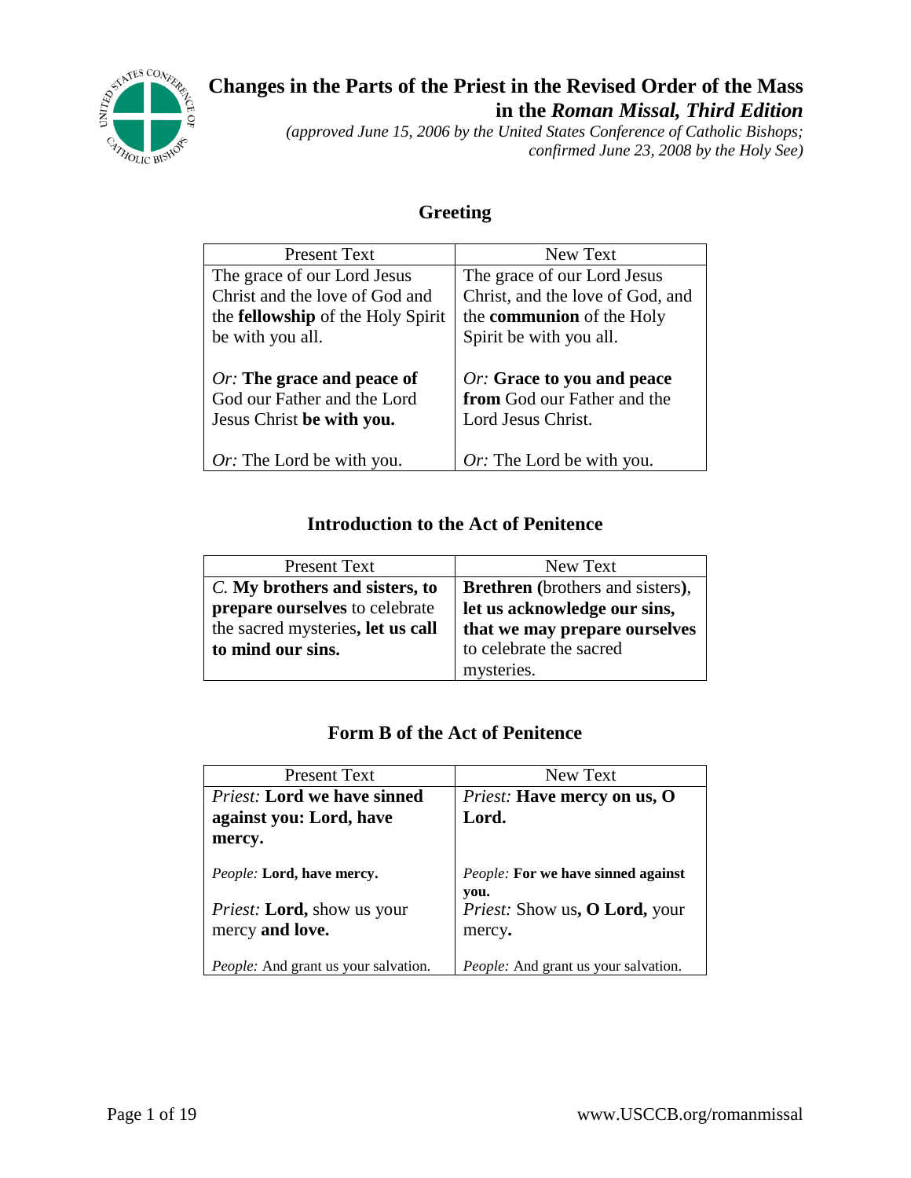# Changes in the Parts of the Priest in the Revised Order of the Mass in the *Roman Missal, Third Edition*

*(approved June 15, 2006 by the United States Conference of Catholic Bishops; confirmed June 23, 2008 by the Holy See)*

## Greeting

| Present Text | New Text |
|---|---|
| The grace of our Lord Jesus Christ and the love of God and the **fellowship** of the Holy Spirit be with you all.<br><br>*Or:* **The grace and peace of** God our Father and the Lord Jesus Christ **be with you.**<br><br>*Or:* The Lord be with you. | The grace of our Lord Jesus Christ, and the love of God, and the **communion** of the Holy Spirit be with you all.<br><br>*Or:* **Grace to you and peace from** God our Father and the Lord Jesus Christ.<br><br>*Or:* The Lord be with you. |

## Introduction to the Act of Penitence

| Present Text | New Text |
|---|---|
| *C.* **My brothers and sisters, to prepare ourselves** to celebrate the sacred mysteries**, let us call to mind our sins.** | **Brethren (**brothers and sisters**), let us acknowledge our sins, that we may prepare ourselves** to celebrate the sacred mysteries. |

## Form B of the Act of Penitence

| Present Text | New Text |
|---|---|
| *Priest:* **Lord we have sinned against you: Lord, have mercy.**<br><br>*People:* **Lord, have mercy.**<br><br>*Priest:* **Lord,** show us your mercy **and love.**<br><br>*People:* And grant us your salvation. | *Priest:* **Have mercy on us, O Lord.**<br><br>*People:* **For we have sinned against you.**<br><br>*Priest:* Show us**, O Lord,** your mercy**.**<br><br>*People:* And grant us your salvation. |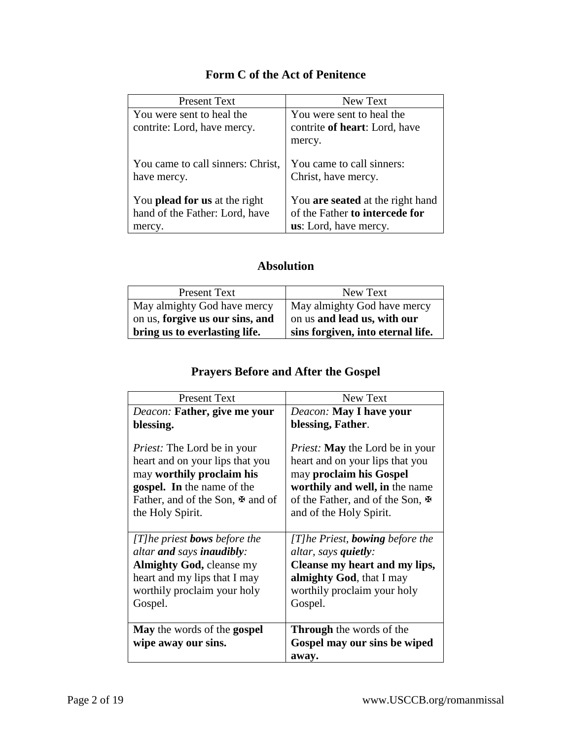## Form C of the Act of Penitence

| Present Text | New Text |
| --- | --- |
| You were sent to heal the contrite: Lord, have mercy.<br><br>You came to call sinners: Christ, have mercy.<br><br>You **plead for us** at the right hand of the Father: Lord, have mercy. | You were sent to heal the contrite **of heart**: Lord, have mercy.<br><br>You came to call sinners: Christ, have mercy.<br><br>You **are seated** at the right hand of the Father **to intercede for us**: Lord, have mercy. |

## Absolution

| Present Text | New Text |
| --- | --- |
| May almighty God have mercy on us, **forgive us our sins, and bring us to everlasting life.** | May almighty God have mercy on us **and lead us, with our sins forgiven, into eternal life.** |

## Prayers Before and After the Gospel

| Present Text | New Text |
| --- | --- |
| *Deacon:* **Father, give me your blessing.**<br><br>*Priest:* The Lord be in your heart and on your lips that you may **worthily proclaim his gospel. In** the name of the Father, and of the Son, ✠ and of the Holy Spirit. | *Deacon:* **May I have your blessing, Father**.<br><br>*Priest:* **May** the Lord be in your heart and on your lips that you may **proclaim his Gospel worthily and well, in** the name of the Father, and of the Son, ✠ and of the Holy Spirit. |
| *[T]he priest **bows** before the altar **and** says **inaudibly**:*<br>**Almighty God,** cleanse my heart and my lips that I may worthily proclaim your holy Gospel. | *[T]he Priest, **bowing** before the altar, says **quietly**:*<br>**Cleanse my heart and my lips, almighty God**, that I may worthily proclaim your holy Gospel. |
| **May** the words of the **gospel wipe away our sins.** | **Through** the words of the **Gospel may our sins be wiped away.** |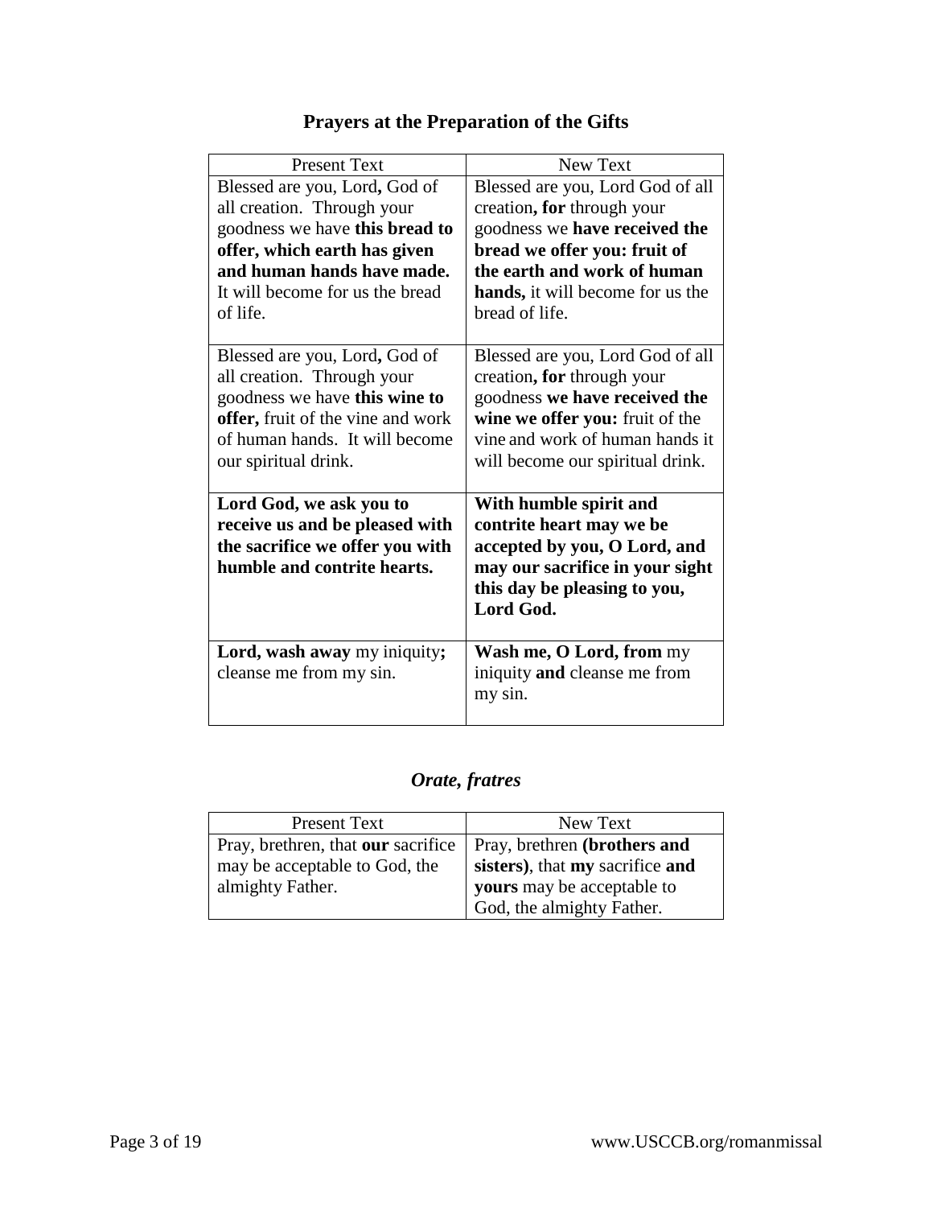## Prayers at the Preparation of the Gifts

| Present Text | New Text |
|---|---|
| Blessed are you, Lord**,** God of all creation. Through your goodness we have **this bread to offer, which earth has given and human hands have made.** It will become for us the bread of life. | Blessed are you, Lord God of all creation**, for** through your goodness we **have received the bread we offer you: fruit of the earth and work of human hands,** it will become for us the bread of life. |
| Blessed are you, Lord**,** God of all creation. Through your goodness we have **this wine to offer,** fruit of the vine and work of human hands. It will become our spiritual drink. | Blessed are you, Lord God of all creation**, for** through your goodness **we have received the wine we offer you:** fruit of the vine and work of human hands it will become our spiritual drink. |
| **Lord God, we ask you to receive us and be pleased with the sacrifice we offer you with humble and contrite hearts.** | **With humble spirit and contrite heart may we be accepted by you, O Lord, and may our sacrifice in your sight this day be pleasing to you, Lord God.** |
| **Lord, wash away** my iniquity**;** cleanse me from my sin. | **Wash me, O Lord, from** my iniquity **and** cleanse me from my sin. |

## *Orate, fratres*

| Present Text | New Text |
|---|---|
| Pray, brethren, that **our** sacrifice may be acceptable to God, the almighty Father. | Pray, brethren **(brothers and sisters)**, that **my** sacrifice **and yours** may be acceptable to God, the almighty Father. |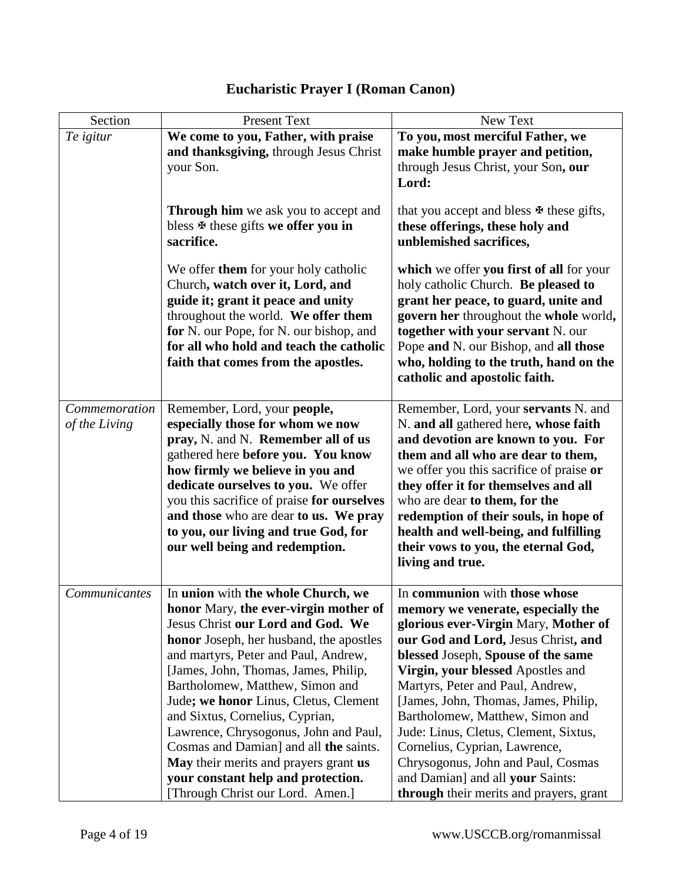# Eucharistic Prayer I (Roman Canon)

| Section | Present Text | New Text |
|---|---|---|
| *Te igitur* | **We come to you, Father, with praise and thanksgiving,** through Jesus Christ your Son.<br><br>**Through him** we ask you to accept and bless ✠ these gifts **we offer you in sacrifice.**<br><br>We offer **them** for your holy catholic Church**, watch over it, Lord, and guide it; grant it peace and unity** throughout the world. **We offer them for** N. our Pope, for N. our bishop, and **for all who hold and teach the catholic faith that comes from the apostles.** | **To you, most merciful Father, we make humble prayer and petition,** through Jesus Christ, your Son**, our Lord:**<br><br>that you accept and bless ✠ these gifts, **these offerings, these holy and unblemished sacrifices,**<br><br>**which** we offer **you first of all** for your holy catholic Church. **Be pleased to grant her peace, to guard, unite and govern her** throughout the **whole** world**, together with your servant** N. our Pope **and** N. our Bishop, and **all those who, holding to the truth, hand on the catholic and apostolic faith.** |
| *Commemoration of the Living* | Remember, Lord, your **people, especially those for whom we now pray,** N. and N. **Remember all of us** gathered here **before you. You know how firmly we believe in you and dedicate ourselves to you.** We offer you this sacrifice of praise **for ourselves and those** who are dear **to us. We pray to you, our living and true God, for our well being and redemption.** | Remember, Lord, your **servants** N. and N. **and all** gathered here**, whose faith and devotion are known to you. For them and all who are dear to them,** we offer you this sacrifice of praise **or they offer it for themselves and all** who are dear **to them, for the redemption of their souls, in hope of health and well-being, and fulfilling their vows to you, the eternal God, living and true.** |
| *Communicantes* | In **union** with **the whole Church, we honor** Mary, **the ever-virgin mother of** Jesus Christ **our Lord and God. We honor** Joseph, her husband, the apostles and martyrs, Peter and Paul, Andrew, [James, John, Thomas, James, Philip, Bartholomew, Matthew, Simon and Jude**; we honor** Linus, Cletus, Clement and Sixtus, Cornelius, Cyprian, Lawrence, Chrysogonus, John and Paul, Cosmas and Damian] and all **the** saints. **May** their merits and prayers grant **us your constant help and protection.** [Through Christ our Lord. Amen.] | In **communion** with **those whose memory we venerate, especially the glorious ever-Virgin** Mary, **Mother of our God and Lord,** Jesus Christ**, and blessed** Joseph, **Spouse of the same Virgin, your blessed** Apostles and Martyrs, Peter and Paul, Andrew, [James, John, Thomas, James, Philip, Bartholomew, Matthew, Simon and Jude: Linus, Cletus, Clement, Sixtus, Cornelius, Cyprian, Lawrence, Chrysogonus, John and Paul, Cosmas and Damian] and all **your** Saints: **through** their merits and prayers, grant |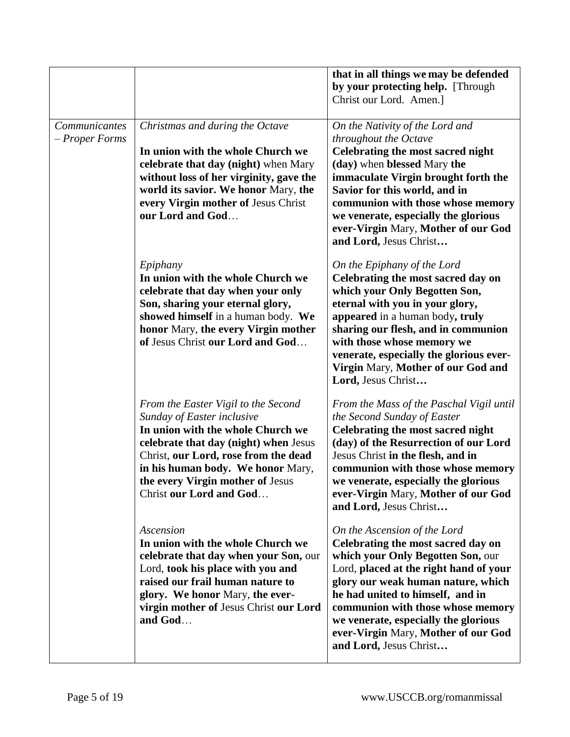| | | |
|---|---|---|
| | | **that in all things we may be defended by your protecting help.** [Through Christ our Lord. Amen.] |
| *Communicantes – Proper Forms* | *Christmas and during the Octave*<br><br>**In union with the whole Church we celebrate that day (night)** when Mary **without loss of her virginity, gave the world its savior. We honor** Mary, **the every Virgin mother of** Jesus Christ **our Lord and God**… | *On the Nativity of the Lord and throughout the Octave*<br>**Celebrating the most sacred night (day)** when **blessed** Mary **the immaculate Virgin brought forth the Savior for this world, and in communion with those whose memory we venerate, especially the glorious ever-Virgin** Mary, **Mother of our God and Lord,** Jesus Christ**…** |
| | *Epiphany*<br>**In union with the whole Church we celebrate that day when your only Son, sharing your eternal glory, showed himself** in a human body. **We honor** Mary, **the every Virgin mother of** Jesus Christ **our Lord and God**… | *On the Epiphany of the Lord*<br>**Celebrating the most sacred day on which your Only Begotten Son, eternal with you in your glory, appeared** in a human body**, truly sharing our flesh, and in communion with those whose memory we venerate, especially the glorious ever-Virgin** Mary, **Mother of our God and Lord,** Jesus Christ**…** |
| | *From the Easter Vigil to the Second Sunday of Easter inclusive*<br>**In union with the whole Church we celebrate that day (night) when** Jesus Christ, **our Lord, rose from the dead in his human body. We honor** Mary, **the every Virgin mother of** Jesus Christ **our Lord and God**… | *From the Mass of the Paschal Vigil until the Second Sunday of Easter*<br>**Celebrating the most sacred night (day) of the Resurrection of our Lord** Jesus Christ **in the flesh, and in communion with those whose memory we venerate, especially the glorious ever-Virgin** Mary, **Mother of our God and Lord,** Jesus Christ**…** |
| | *Ascension*<br>**In union with the whole Church we celebrate that day when your Son,** our Lord, **took his place with you and raised our frail human nature to glory. We honor** Mary, **the ever-virgin mother of** Jesus Christ **our Lord and God**… | *On the Ascension of the Lord*<br>**Celebrating the most sacred day on which your Only Begotten Son,** our Lord, **placed at the right hand of your glory our weak human nature, which he had united to himself, and in communion with those whose memory we venerate, especially the glorious ever-Virgin** Mary, **Mother of our God and Lord,** Jesus Christ**…** |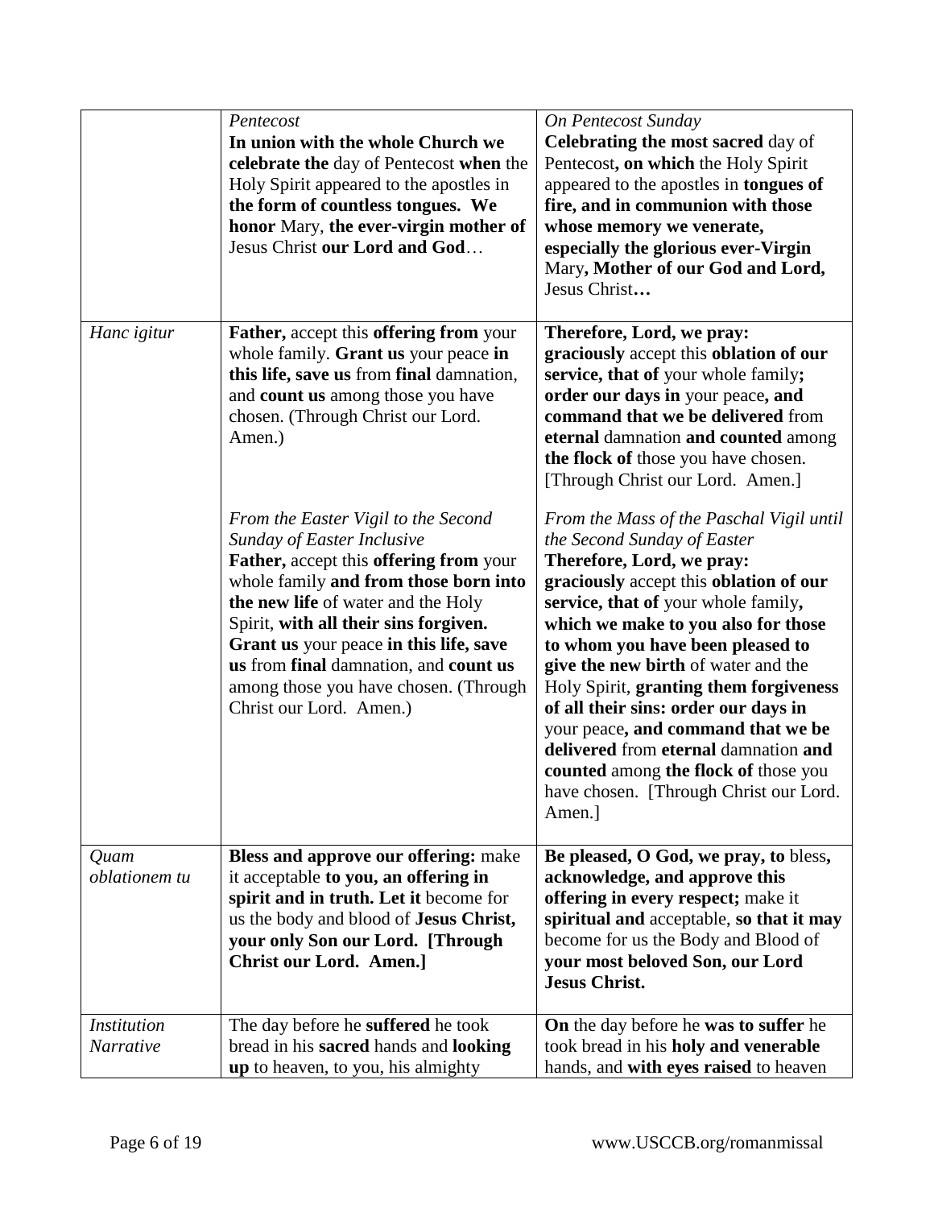| | | |
|---|---|---|
| | *Pentecost*<br>**In union with the whole Church we celebrate the** day of Pentecost **when** the Holy Spirit appeared to the apostles in **the form of countless tongues. We honor** Mary, **the ever-virgin mother of** Jesus Christ **our Lord and God**… | *On Pentecost Sunday*<br>**Celebrating the most sacred** day of Pentecost**, on which** the Holy Spirit appeared to the apostles in **tongues of fire, and in communion with those whose memory we venerate, especially the glorious ever-Virgin** Mary**, Mother of our God and Lord,** Jesus Christ**…** |
| *Hanc igitur* | **Father,** accept this **offering from** your whole family. **Grant us** your peace **in this life, save us** from **final** damnation, and **count us** among those you have chosen. (Through Christ our Lord. Amen.)<br><br>*From the Easter Vigil to the Second Sunday of Easter Inclusive*<br>**Father,** accept this **offering from** your whole family **and from those born into the new life** of water and the Holy Spirit, **with all their sins forgiven. Grant us** your peace **in this life, save us** from **final** damnation, and **count us** among those you have chosen. (Through Christ our Lord. Amen.) | **Therefore, Lord, we pray: graciously** accept this **oblation of our service, that of** your whole family**; order our days in** your peace**, and command that we be delivered** from **eternal** damnation **and counted** among **the flock of** those you have chosen. [Through Christ our Lord. Amen.]<br><br>*From the Mass of the Paschal Vigil until the Second Sunday of Easter*<br>**Therefore, Lord, we pray: graciously** accept this **oblation of our service, that of** your whole family**, which we make to you also for those to whom you have been pleased to give the new birth** of water and the Holy Spirit, **granting them forgiveness of all their sins: order our days in** your peace**, and command that we be delivered** from **eternal** damnation **and counted** among **the flock of** those you have chosen. [Through Christ our Lord. Amen.] |
| *Quam oblationem tu* | **Bless and approve our offering:** make it acceptable **to you, an offering in spirit and in truth. Let it** become for us the body and blood of **Jesus Christ, your only Son our Lord. [Through Christ our Lord. Amen.]** | **Be pleased, O God, we pray, to** bless, **acknowledge, and approve this offering in every respect;** make it **spiritual and** acceptable, **so that it may** become for us the Body and Blood of **your most beloved Son, our Lord Jesus Christ.** |
| *Institution Narrative* | The day before he **suffered** he took bread in his **sacred** hands and **looking up** to heaven, to you, his almighty | **On** the day before he **was to suffer** he took bread in his **holy and venerable** hands, and **with eyes raised** to heaven |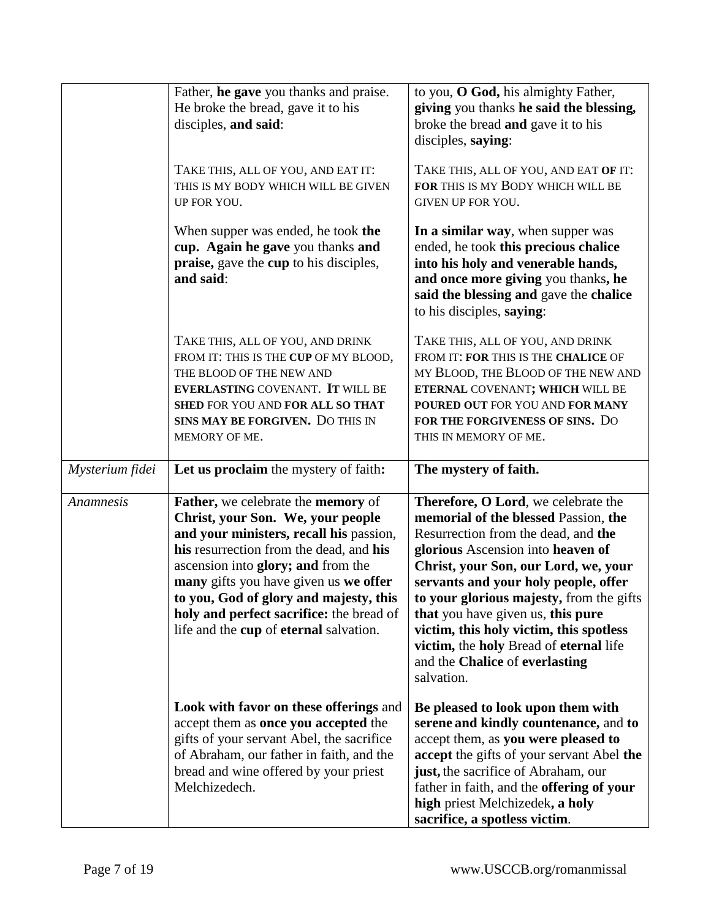| | | |
|---|---|---|
| | Father, **he gave** you thanks and praise. He broke the bread, gave it to his disciples, **and said**:<br><br>TAKE THIS, ALL OF YOU, AND EAT IT: THIS IS MY BODY WHICH WILL BE GIVEN UP FOR YOU.<br><br>When supper was ended, he took **the cup. Again he gave** you thanks **and praise,** gave the **cup** to his disciples, **and said**:<br><br>TAKE THIS, ALL OF YOU, AND DRINK FROM IT: THIS IS THE **CUP** OF MY BLOOD, THE BLOOD OF THE NEW AND **EVERLASTING** COVENANT. **IT** WILL BE **SHED** FOR YOU AND **FOR ALL SO THAT SINS MAY BE FORGIVEN.** DO THIS IN MEMORY OF ME. | to you, **O God,** his almighty Father, **giving** you thanks **he said the blessing,** broke the bread **and** gave it to his disciples, **saying**:<br><br>TAKE THIS, ALL OF YOU, AND EAT **OF** IT: **FOR** THIS IS MY BODY WHICH WILL BE GIVEN UP FOR YOU.<br><br>**In a similar way**, when supper was ended, he took **this precious chalice into his holy and venerable hands, and once more giving** you thanks**, he said the blessing and** gave the **chalice** to his disciples, **saying**:<br><br>TAKE THIS, ALL OF YOU, AND DRINK FROM IT: **FOR** THIS IS THE **CHALICE** OF MY BLOOD, THE BLOOD OF THE NEW AND **ETERNAL** COVENANT**; WHICH** WILL BE **POURED OUT** FOR YOU AND **FOR MANY FOR THE FORGIVENESS OF SINS.** DO THIS IN MEMORY OF ME. |
| *Mysterium fidei* | **Let us proclaim** the mystery of faith**:** | **The mystery of faith.** |
| *Anamnesis* | **Father,** we celebrate the **memory** of **Christ, your Son. We, your people and your ministers, recall his** passion, **his** resurrection from the dead, and **his** ascension into **glory; and** from the **many** gifts you have given us **we offer to you, God of glory and majesty, this holy and perfect sacrifice:** the bread of life and the **cup** of **eternal** salvation.<br><br>**Look with favor on these offerings** and accept them as **once you accepted** the gifts of your servant Abel, the sacrifice of Abraham, our father in faith, and the bread and wine offered by your priest Melchizedech. | **Therefore, O Lord**, we celebrate the **memorial of the blessed** Passion, **the** Resurrection from the dead, and **the glorious** Ascension into **heaven of Christ, your Son, our Lord, we, your servants and your holy people, offer to your glorious majesty,** from the gifts **that** you have given us, **this pure victim, this holy victim, this spotless victim,** the **holy** Bread of **eternal** life and the **Chalice** of **everlasting** salvation.<br><br>**Be pleased to look upon them with serene and kindly countenance,** and **to** accept them, as **you were pleased to accept** the gifts of your servant Abel **the just,** the sacrifice of Abraham, our father in faith, and the **offering of your high** priest Melchizedek**, a holy sacrifice, a spotless victim**. |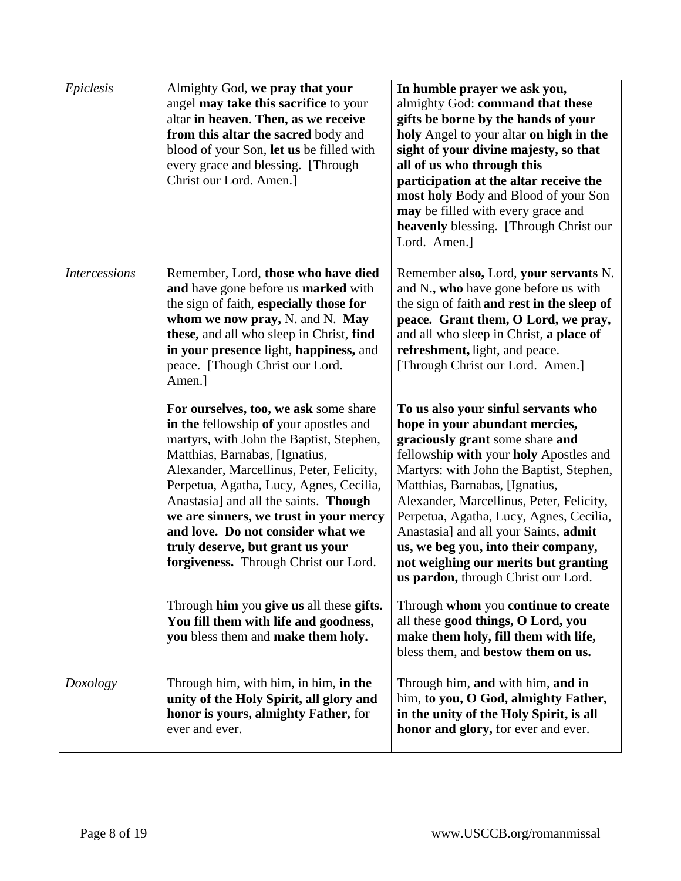| *Epiclesis* | Almighty God, **we pray that your** angel **may take this sacrifice** to your altar **in heaven. Then, as we receive from this altar the sacred** body and blood of your Son, **let us** be filled with every grace and blessing. [Through Christ our Lord. Amen.] | **In humble prayer we ask you,** almighty God: **command that these gifts be borne by the hands of your holy** Angel to your altar **on high in the sight of your divine majesty, so that all of us who through this participation at the altar receive the most holy** Body and Blood of your Son **may** be filled with every grace and **heavenly** blessing. [Through Christ our Lord. Amen.] |
|---|---|---|
| *Intercessions* | Remember, Lord, **those who have died and** have gone before us **marked** with the sign of faith, **especially those for whom we now pray,** N. and N. **May these,** and all who sleep in Christ, **find in your presence** light, **happiness,** and peace. [Though Christ our Lord. Amen.]<br><br>**For ourselves, too, we ask** some share **in the** fellowship **of** your apostles and martyrs, with John the Baptist, Stephen, Matthias, Barnabas, [Ignatius, Alexander, Marcellinus, Peter, Felicity, Perpetua, Agatha, Lucy, Agnes, Cecilia, Anastasia] and all the saints. **Though we are sinners, we trust in your mercy and love. Do not consider what we truly deserve, but grant us your forgiveness.** Through Christ our Lord.<br><br>Through **him** you **give us** all these **gifts. You fill them with life and goodness, you** bless them and **make them holy.** | Remember **also,** Lord, **your servants** N. and N.**, who** have gone before us with the sign of faith **and rest in the sleep of peace. Grant them, O Lord, we pray,** and all who sleep in Christ, **a place of refreshment,** light, and peace. [Through Christ our Lord. Amen.]<br><br>**To us also your sinful servants who hope in your abundant mercies, graciously grant** some share **and** fellowship **with** your **holy** Apostles and Martyrs: with John the Baptist, Stephen, Matthias, Barnabas, [Ignatius, Alexander, Marcellinus, Peter, Felicity, Perpetua, Agatha, Lucy, Agnes, Cecilia, Anastasia] and all your Saints, **admit us, we beg you, into their company, not weighing our merits but granting us pardon,** through Christ our Lord.<br><br>Through **whom** you **continue to create** all these **good things, O Lord, you make them holy, fill them with life,** bless them, and **bestow them on us.** |
| *Doxology* | Through him, with him, in him, **in the unity of the Holy Spirit, all glory and honor is yours, almighty Father,** for ever and ever. | Through him, **and** with him, **and** in him, **to you, O God, almighty Father, in the unity of the Holy Spirit, is all honor and glory,** for ever and ever. |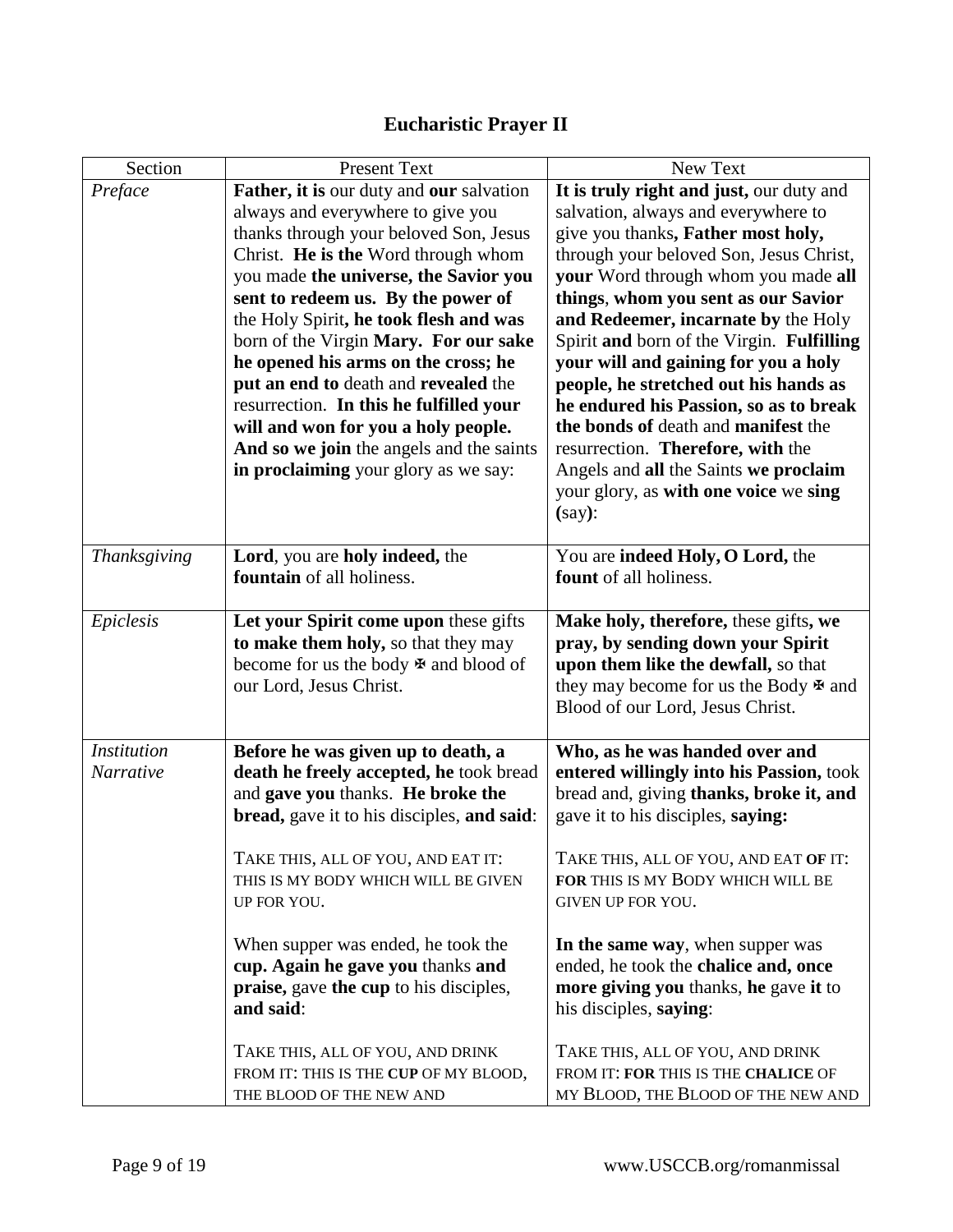# Eucharistic Prayer II

| Section | Present Text | New Text |
|---|---|---|
| *Preface* | **Father, it is** our duty and **our** salvation always and everywhere to give you thanks through your beloved Son, Jesus Christ. **He is the** Word through whom you made **the universe, the Savior you sent to redeem us. By the power of** the Holy Spirit**, he took flesh and was** born of the Virgin **Mary. For our sake he opened his arms on the cross; he put an end to** death and **revealed** the resurrection. **In this he fulfilled your will and won for you a holy people. And so we join** the angels and the saints **in proclaiming** your glory as we say: | **It is truly right and just,** our duty and salvation, always and everywhere to give you thanks**, Father most holy,** through your beloved Son, Jesus Christ, **your** Word through whom you made **all things**, **whom you sent as our Savior and Redeemer, incarnate by** the Holy Spirit **and** born of the Virgin. **Fulfilling your will and gaining for you a holy people, he stretched out his hands as he endured his Passion, so as to break the bonds of** death and **manifest** the resurrection. **Therefore, with** the Angels and **all** the Saints **we proclaim** your glory, as **with one voice** we **sing (**say**)**: |
| *Thanksgiving* | **Lord**, you are **holy indeed,** the **fountain** of all holiness. | You are **indeed Holy, O Lord,** the **fount** of all holiness. |
| *Epiclesis* | **Let your Spirit come upon** these gifts **to make them holy,** so that they may become for us the body ✠ and blood of our Lord, Jesus Christ. | **Make holy, therefore,** these gifts**, we pray, by sending down your Spirit upon them like the dewfall,** so that they may become for us the Body ✠ and Blood of our Lord, Jesus Christ. |
| *Institution Narrative* | **Before he was given up to death, a death he freely accepted, he** took bread and **gave you** thanks. **He broke the bread,** gave it to his disciples, **and said**:<br><br>TAKE THIS, ALL OF YOU, AND EAT IT: THIS IS MY BODY WHICH WILL BE GIVEN UP FOR YOU.<br><br>When supper was ended, he took the **cup. Again he gave you** thanks **and praise,** gave **the cup** to his disciples, **and said**:<br><br>TAKE THIS, ALL OF YOU, AND DRINK FROM IT: THIS IS THE **CUP** OF MY BLOOD, THE BLOOD OF THE NEW AND | **Who, as he was handed over and entered willingly into his Passion,** took bread and, giving **thanks, broke it, and** gave it to his disciples, **saying:**<br><br>TAKE THIS, ALL OF YOU, AND EAT **OF** IT: **FOR** THIS IS MY BODY WHICH WILL BE GIVEN UP FOR YOU.<br><br>**In the same way**, when supper was ended, he took the **chalice and, once more giving you** thanks, **he** gave **it** to his disciples, **saying**:<br><br>TAKE THIS, ALL OF YOU, AND DRINK FROM IT: **FOR** THIS IS THE **CHALICE** OF MY BLOOD, THE BLOOD OF THE NEW AND |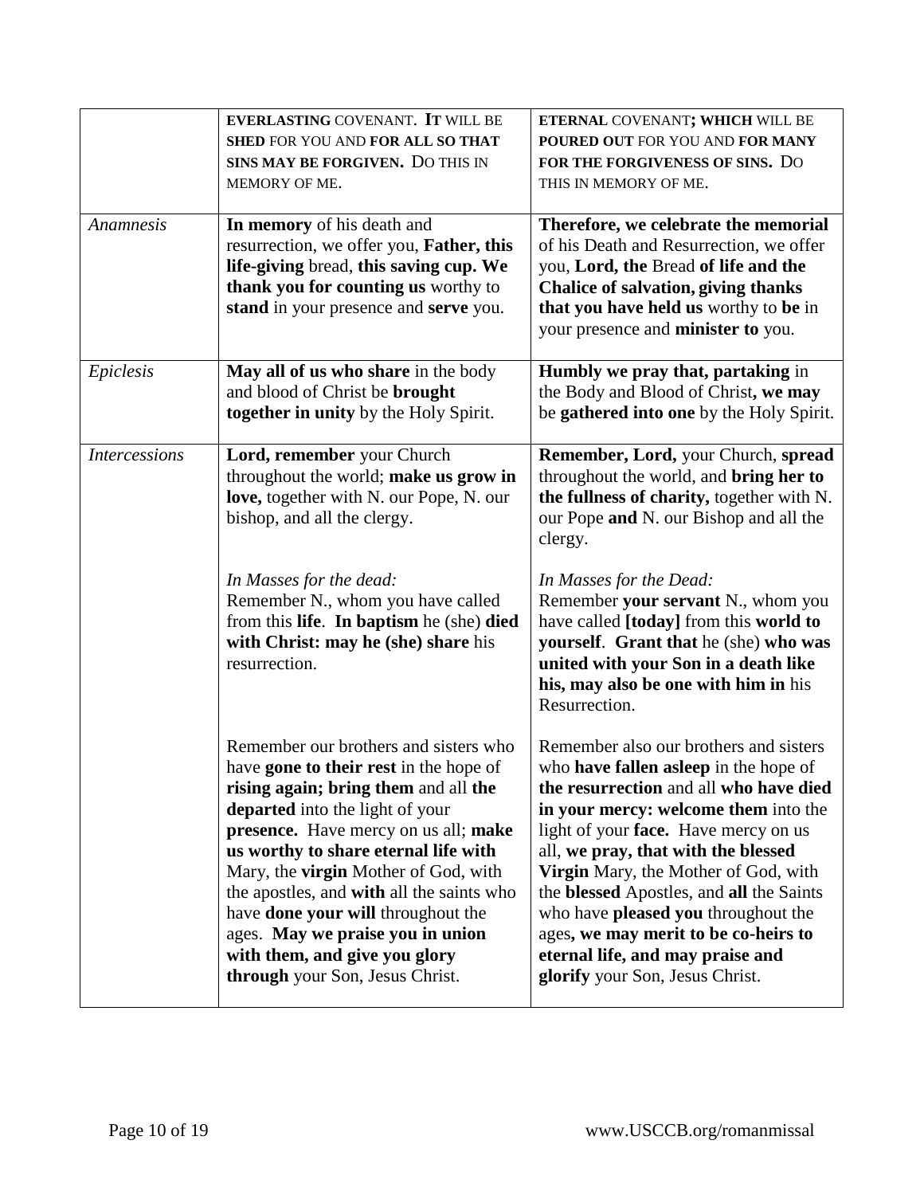| | | |
|---|---|---|
| | **EVERLASTING** COVENANT. **IT** WILL BE **SHED** FOR YOU AND **FOR ALL SO THAT SINS MAY BE FORGIVEN.** DO THIS IN MEMORY OF ME. | **ETERNAL** COVENANT**; WHICH** WILL BE **POURED OUT** FOR YOU AND **FOR MANY FOR THE FORGIVENESS OF SINS.** DO THIS IN MEMORY OF ME. |
| *Anamnesis* | **In memory** of his death and resurrection, we offer you, **Father, this life-giving** bread, **this saving cup. We thank you for counting us** worthy to **stand** in your presence and **serve** you. | **Therefore, we celebrate the memorial** of his Death and Resurrection, we offer you, **Lord, the** Bread **of life and the Chalice of salvation, giving thanks that you have held us** worthy to **be** in your presence and **minister to** you. |
| *Epiclesis* | **May all of us who share** in the body and blood of Christ be **brought together in unity** by the Holy Spirit. | **Humbly we pray that, partaking** in the Body and Blood of Christ**, we may** be **gathered into one** by the Holy Spirit. |
| *Intercessions* | **Lord, remember** your Church throughout the world; **make us grow in love,** together with N. our Pope, N. our bishop, and all the clergy.<br><br>*In Masses for the dead:*<br>Remember N., whom you have called from this **life**. **In baptism** he (she) **died with Christ: may he (she) share** his resurrection.<br><br>Remember our brothers and sisters who have **gone to their rest** in the hope of **rising again; bring them** and all **the departed** into the light of your **presence.** Have mercy on us all; **make us worthy to share eternal life with** Mary, the **virgin** Mother of God, with the apostles, and **with** all the saints who have **done your will** throughout the ages. **May we praise you in union with them, and give you glory through** your Son, Jesus Christ. | **Remember, Lord,** your Church, **spread** throughout the world, and **bring her to the fullness of charity,** together with N. our Pope **and** N. our Bishop and all the clergy.<br><br>*In Masses for the Dead:*<br>Remember **your servant** N., whom you have called **[today]** from this **world to yourself**. **Grant that** he (she) **who was united with your Son in a death like his, may also be one with him in** his Resurrection.<br><br>Remember also our brothers and sisters who **have fallen asleep** in the hope of **the resurrection** and all **who have died in your mercy: welcome them** into the light of your **face.** Have mercy on us all, **we pray, that with the blessed Virgin** Mary, the Mother of God, with the **blessed** Apostles, and **all** the Saints who have **pleased you** throughout the ages**, we may merit to be co-heirs to eternal life, and may praise and glorify** your Son, Jesus Christ. |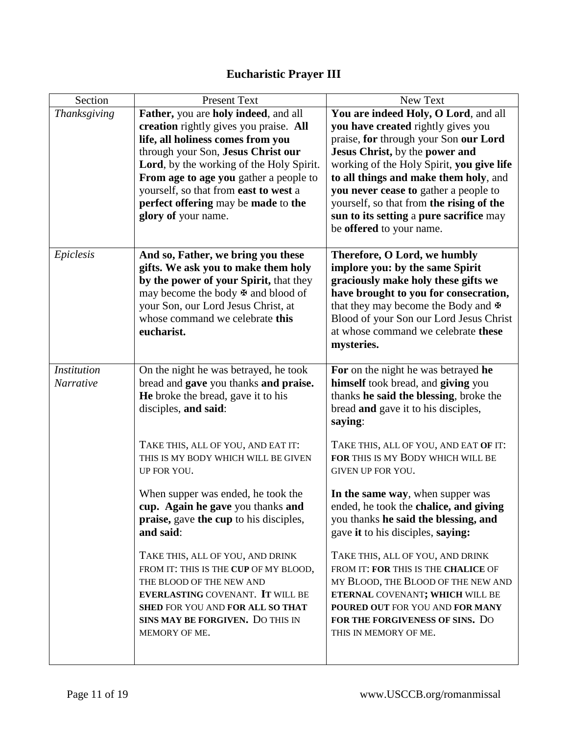# Eucharistic Prayer III

| Section | Present Text | New Text |
|---|---|---|
| *Thanksgiving* | **Father,** you are **holy indeed**, and all **creation** rightly gives you praise. **All life, all holiness comes from you** through your Son, **Jesus Christ our Lord**, by the working of the Holy Spirit. **From age to age you** gather a people to yourself, so that from **east to west** a **perfect offering** may be **made** to **the glory of** your name. | **You are indeed Holy, O Lord**, and all **you have created** rightly gives you praise, **for** through your Son **our Lord Jesus Christ,** by the **power and** working of the Holy Spirit, **you give life to all things and make them holy**, and **you never cease to** gather a people to yourself, so that from **the rising of the sun to its setting** a **pure sacrifice** may be **offered** to your name. |
| *Epiclesis* | **And so, Father, we bring you these gifts. We ask you to make them holy by the power of your Spirit,** that they may become the body ✠ and blood of your Son, our Lord Jesus Christ, at whose command we celebrate **this eucharist.** | **Therefore, O Lord, we humbly implore you: by the same Spirit graciously make holy these gifts we have brought to you for consecration,** that they may become the Body and ✠ Blood of your Son our Lord Jesus Christ at whose command we celebrate **these mysteries.** |
| *Institution Narrative* | On the night he was betrayed, he took bread and **gave** you thanks **and praise. He** broke the bread, gave it to his disciples, **and said**:<br><br>TAKE THIS, ALL OF YOU, AND EAT IT: THIS IS MY BODY WHICH WILL BE GIVEN UP FOR YOU.<br><br>When supper was ended, he took the **cup. Again he gave** you thanks **and praise,** gave **the cup** to his disciples, **and said**:<br><br>TAKE THIS, ALL OF YOU, AND DRINK FROM IT: THIS IS THE **CUP** OF MY BLOOD, THE BLOOD OF THE NEW AND **EVERLASTING** COVENANT. **IT** WILL BE **SHED** FOR YOU AND **FOR ALL SO THAT SINS MAY BE FORGIVEN.** DO THIS IN MEMORY OF ME. | **For** on the night he was betrayed **he himself** took bread, and **giving** you thanks **he said the blessing**, broke the bread **and** gave it to his disciples, **saying**:<br><br>TAKE THIS, ALL OF YOU, AND EAT **OF** IT: **FOR** THIS IS MY BODY WHICH WILL BE GIVEN UP FOR YOU.<br><br>**In the same way**, when supper was ended, he took the **chalice, and giving** you thanks **he said the blessing, and** gave **it** to his disciples, **saying:**<br><br>TAKE THIS, ALL OF YOU, AND DRINK FROM IT: **FOR** THIS IS THE **CHALICE** OF MY BLOOD, THE BLOOD OF THE NEW AND **ETERNAL** COVENANT**; WHICH** WILL BE **POURED OUT** FOR YOU AND **FOR MANY FOR THE FORGIVENESS OF SINS.** DO THIS IN MEMORY OF ME. |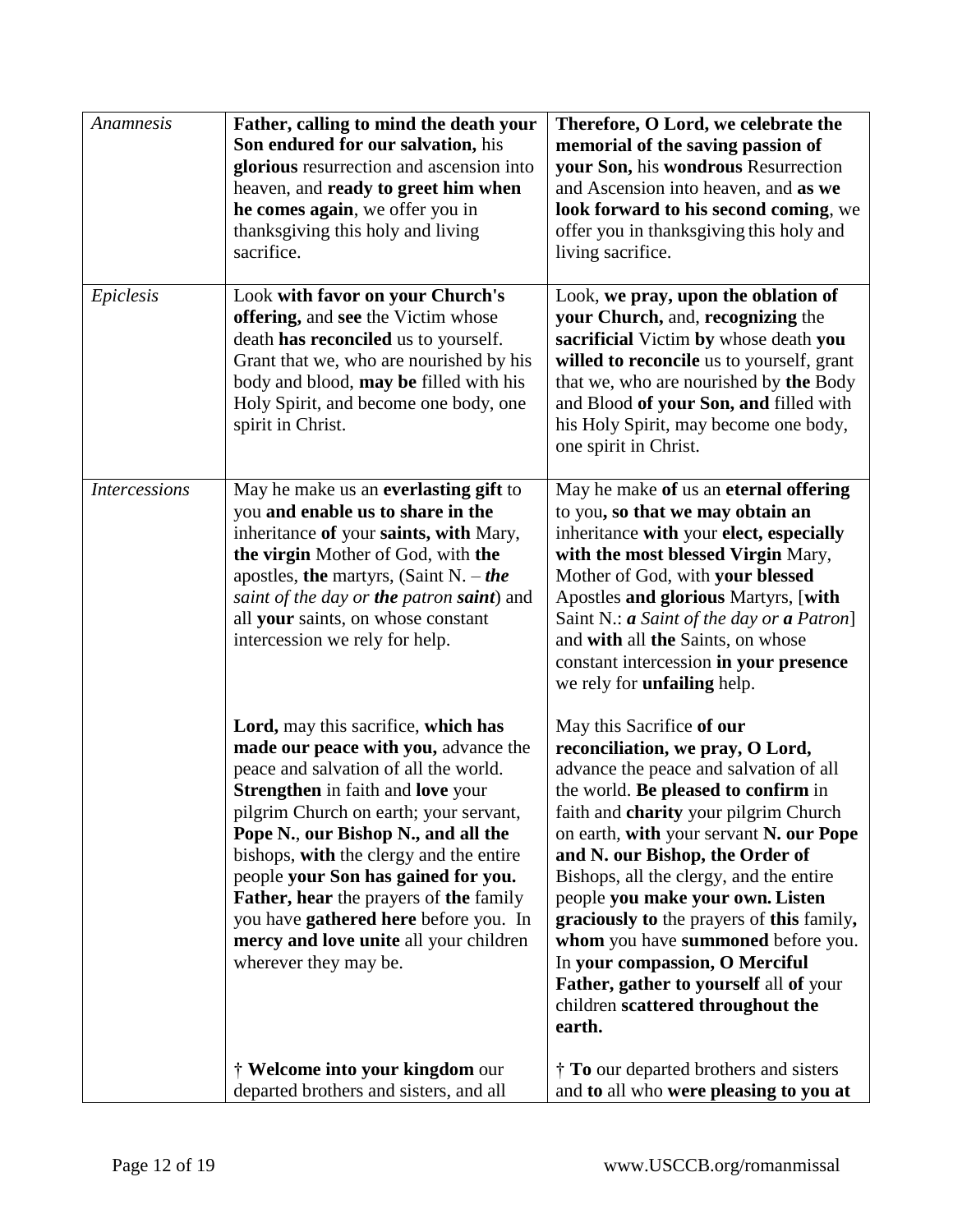| | | |
|---|---|---|
| *Anamnesis* | **Father, calling to mind the death your Son endured for our salvation,** his **glorious** resurrection and ascension into heaven, and **ready to greet him when he comes again**, we offer you in thanksgiving this holy and living sacrifice. | **Therefore, O Lord, we celebrate the memorial of the saving passion of your Son,** his **wondrous** Resurrection and Ascension into heaven, and **as we look forward to his second coming**, we offer you in thanksgiving this holy and living sacrifice. |
| *Epiclesis* | Look **with favor on your Church's offering,** and **see** the Victim whose death **has reconciled** us to yourself. Grant that we, who are nourished by his body and blood, **may be** filled with his Holy Spirit, and become one body, one spirit in Christ. | Look, **we pray, upon the oblation of your Church,** and, **recognizing** the **sacrificial** Victim **by** whose death **you willed to reconcile** us to yourself, grant that we, who are nourished by **the** Body and Blood **of your Son, and** filled with his Holy Spirit, may become one body, one spirit in Christ. |
| *Intercessions* | May he make us an **everlasting gift** to you **and enable us to share in the** inheritance **of** your **saints, with** Mary, **the virgin** Mother of God, with **the** apostles, **the** martyrs, (Saint N. – ***the*** *saint of the day or* ***the*** *patron* ***saint***) and all **your** saints, on whose constant intercession we rely for help. | May he make **of** us an **eternal offering** to you**, so that we may obtain an** inheritance **with** your **elect, especially with the most blessed Virgin** Mary, Mother of God, with **your blessed** Apostles **and glorious** Martyrs, [**with** Saint N.: ***a*** *Saint of the day or* ***a*** *Patron*] and **with** all **the** Saints, on whose constant intercession **in your presence** we rely for **unfailing** help. |
| | **Lord,** may this sacrifice, **which has made our peace with you,** advance the peace and salvation of all the world. **Strengthen** in faith and **love** your pilgrim Church on earth; your servant, **Pope N.**, **our Bishop N., and all the** bishops, **with** the clergy and the entire people **your Son has gained for you. Father, hear** the prayers of **the** family you have **gathered here** before you. In **mercy and love unite** all your children wherever they may be. | May this Sacrifice **of our reconciliation, we pray, O Lord,** advance the peace and salvation of all the world. **Be pleased to confirm** in faith and **charity** your pilgrim Church on earth, **with** your servant **N. our Pope and N. our Bishop, the Order of** Bishops, all the clergy, and the entire people **you make your own. Listen graciously to** the prayers of **this** family**, whom** you have **summoned** before you. In **your compassion, O Merciful Father, gather to yourself** all **of** your children **scattered throughout the earth.** |
| | † **Welcome into your kingdom** our departed brothers and sisters, and all | † **To** our departed brothers and sisters and **to** all who **were pleasing to you at** |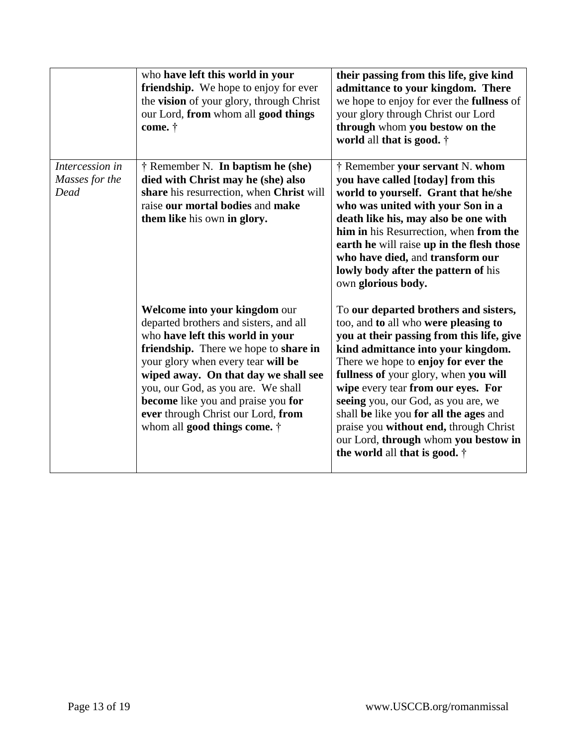| | | |
|---|---|---|
| | who **have left this world in your friendship.** We hope to enjoy for ever the **vision** of your glory, through Christ our Lord, **from** whom all **good things come.** † | **their passing from this life, give kind admittance to your kingdom. There** we hope to enjoy for ever the **fullness** of your glory through Christ our Lord **through** whom **you bestow on the world** all **that is good.** † |
| *Intercession in Masses for the Dead* | † Remember N. **In baptism he (she) died with Christ may he (she) also share** his resurrection, when **Christ** will raise **our mortal bodies** and **make them like** his own **in glory.**<br><br>**Welcome into your kingdom** our departed brothers and sisters, and all who **have left this world in your friendship.** There we hope to **share in** your glory when every tear **will be wiped away. On that day we shall see** you, our God, as you are. We shall **become** like you and praise you **for ever** through Christ our Lord, **from** whom all **good things come.** † | † Remember **your servant** N. **whom you have called [today] from this world to yourself. Grant that he/she who was united with your Son in a death like his, may also be one with him in** his Resurrection, when **from the earth he** will raise **up in the flesh those who have died,** and **transform our lowly body after the pattern of** his own **glorious body.**<br><br>To **our departed brothers and sisters,** too, and **to** all who **were pleasing to you at their passing from this life, give kind admittance into your kingdom.** There we hope to **enjoy for ever the fullness of** your glory, when **you will wipe** every tear **from our eyes. For seeing** you, our God, as you are, we shall **be** like you **for all the ages** and praise you **without end,** through Christ our Lord, **through** whom **you bestow in the world** all **that is good.** † |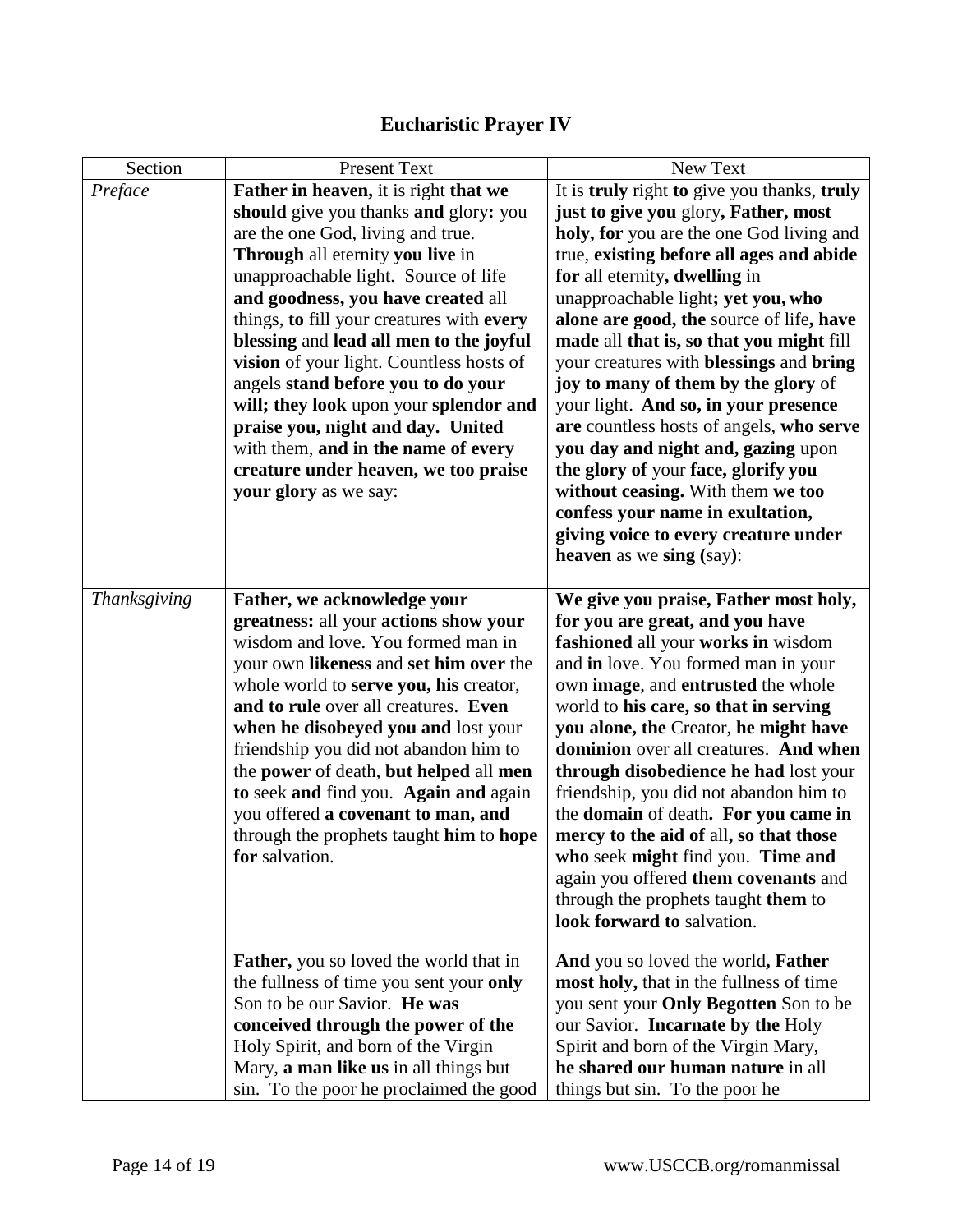# Eucharistic Prayer IV

| Section | Present Text | New Text |
|---|---|---|
| *Preface* | **Father in heaven,** it is right **that we should** give you thanks **and** glory**:** you are the one God, living and true. **Through** all eternity **you live** in unapproachable light. Source of life **and goodness, you have created** all things, **to** fill your creatures with **every blessing** and **lead all men to the joyful vision** of your light. Countless hosts of angels **stand before you to do your will; they look** upon your **splendor and praise you, night and day. United** with them, **and in the name of every creature under heaven, we too praise your glory** as we say: | It is **truly** right **to** give you thanks, **truly just to give you** glory**, Father, most holy, for** you are the one God living and true, **existing before all ages and abide for** all eternity**, dwelling** in unapproachable light**; yet you, who alone are good, the** source of life**, have made** all **that is, so that you might** fill your creatures with **blessings** and **bring joy to many of them by the glory** of your light. **And so, in your presence are** countless hosts of angels, **who serve you day and night and, gazing** upon **the glory of** your **face, glorify you without ceasing.** With them **we too confess your name in exultation, giving voice to every creature under heaven** as we **sing (**say**)**: |
| *Thanksgiving* | **Father, we acknowledge your greatness:** all your **actions show your** wisdom and love. You formed man in your own **likeness** and **set him over** the whole world to **serve you, his** creator, **and to rule** over all creatures. **Even when he disobeyed you and** lost your friendship you did not abandon him to the **power** of death, **but helped** all **men to** seek **and** find you. **Again and** again you offered **a covenant to man, and** through the prophets taught **him** to **hope for** salvation.<br><br>**Father,** you so loved the world that in the fullness of time you sent your **only** Son to be our Savior. **He was conceived through the power of the** Holy Spirit, and born of the Virgin Mary, **a man like us** in all things but sin. To the poor he proclaimed the good | **We give you praise, Father most holy, for you are great, and you have fashioned** all your **works in** wisdom and **in** love. You formed man in your own **image**, and **entrusted** the whole world to **his care, so that in serving you alone, the** Creator, **he might have dominion** over all creatures. **And when through disobedience he had** lost your friendship, you did not abandon him to the **domain** of death**. For you came in mercy to the aid of** all**, so that those who** seek **might** find you. **Time and** again you offered **them covenants** and through the prophets taught **them** to **look forward to** salvation.<br><br>**And** you so loved the world**, Father most holy,** that in the fullness of time you sent your **Only Begotten** Son to be our Savior. **Incarnate by the** Holy Spirit and born of the Virgin Mary, **he shared our human nature** in all things but sin. To the poor he |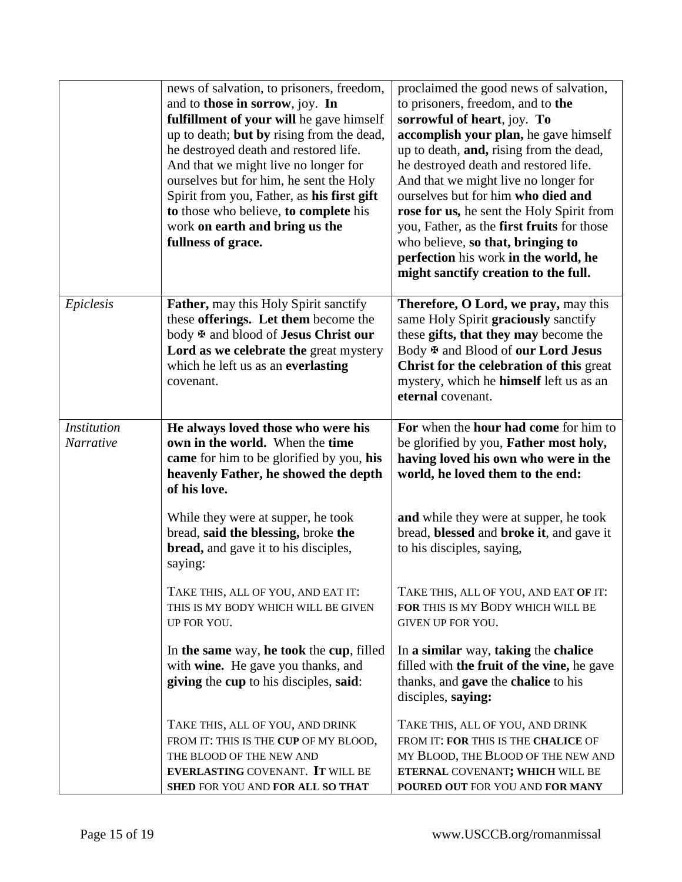| | | |
|---|---|---|
| | news of salvation, to prisoners, freedom, and to **those in sorrow**, joy. **In fulfillment of your will** he gave himself up to death; **but by** rising from the dead, he destroyed death and restored life. And that we might live no longer for ourselves but for him, he sent the Holy Spirit from you, Father, as **his first gift to** those who believe, **to complete** his work **on earth and bring us the fullness of grace.** | proclaimed the good news of salvation, to prisoners, freedom, and to **the sorrowful of heart**, joy. **To accomplish your plan,** he gave himself up to death, **and,** rising from the dead, he destroyed death and restored life. And that we might live no longer for ourselves but for him **who died and rose for us,** he sent the Holy Spirit from you, Father, as the **first fruits** for those who believe, **so that, bringing to perfection** his work **in the world, he might sanctify creation to the full.** |
| *Epiclesis* | **Father,** may this Holy Spirit sanctify these **offerings. Let them** become the body ✠ and blood of **Jesus Christ our Lord as we celebrate the** great mystery which he left us as an **everlasting** covenant. | **Therefore, O Lord, we pray,** may this same Holy Spirit **graciously** sanctify these **gifts, that they may** become the Body ✠ and Blood of **our Lord Jesus Christ for the celebration of this** great mystery, which he **himself** left us as an **eternal** covenant. |
| *Institution Narrative* | **He always loved those who were his own in the world.** When the **time came** for him to be glorified by you, **his heavenly Father, he showed the depth of his love.**<br><br>While they were at supper, he took bread, **said the blessing,** broke **the bread,** and gave it to his disciples, saying:<br><br>TAKE THIS, ALL OF YOU, AND EAT IT: THIS IS MY BODY WHICH WILL BE GIVEN UP FOR YOU.<br><br>In **the same** way, **he took** the **cup**, filled with **wine.** He gave you thanks, and **giving** the **cup** to his disciples, **said**:<br><br>TAKE THIS, ALL OF YOU, AND DRINK FROM IT: THIS IS THE **CUP** OF MY BLOOD, THE BLOOD OF THE NEW AND **EVERLASTING** COVENANT. **IT** WILL BE **SHED** FOR YOU AND **FOR ALL SO THAT** | **For** when the **hour had come** for him to be glorified by you, **Father most holy, having loved his own who were in the world, he loved them to the end:**<br><br>**and** while they were at supper, he took bread, **blessed** and **broke it**, and gave it to his disciples, saying,<br><br>TAKE THIS, ALL OF YOU, AND EAT **OF** IT: **FOR** THIS IS MY BODY WHICH WILL BE GIVEN UP FOR YOU.<br><br>In **a similar** way, **taking** the **chalice** filled with **the fruit of the vine,** he gave thanks, and **gave** the **chalice** to his disciples, **saying:**<br><br>TAKE THIS, ALL OF YOU, AND DRINK FROM IT: **FOR** THIS IS THE **CHALICE** OF MY BLOOD, THE BLOOD OF THE NEW AND **ETERNAL** COVENANT**; WHICH** WILL BE **POURED OUT** FOR YOU AND **FOR MANY** |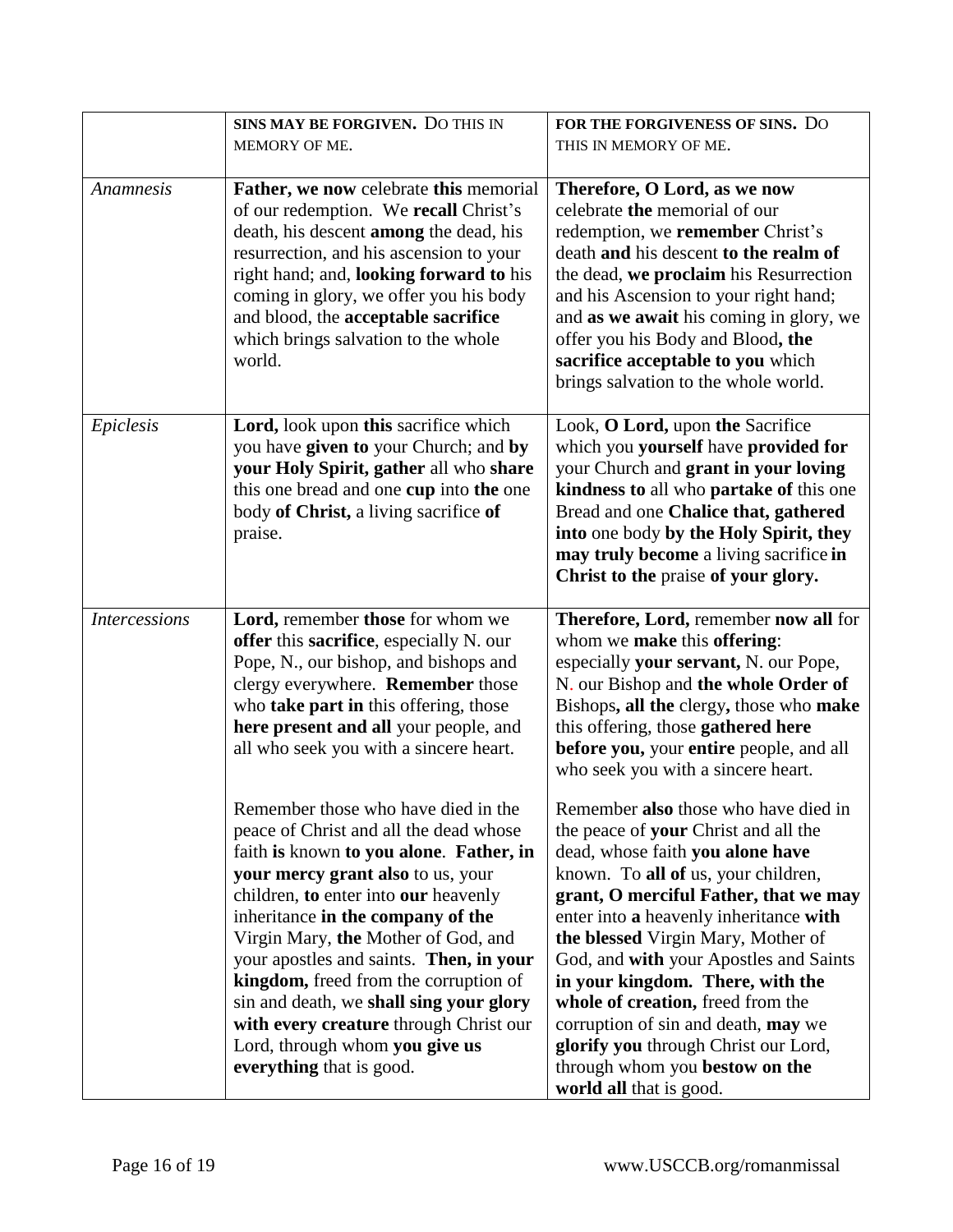| | | |
|---|---|---|
| | **SINS MAY BE FORGIVEN.** DO THIS IN MEMORY OF ME. | **FOR THE FORGIVENESS OF SINS.** DO THIS IN MEMORY OF ME. |
| *Anamnesis* | **Father, we now** celebrate **this** memorial of our redemption. We **recall** Christ's death, his descent **among** the dead, his resurrection, and his ascension to your right hand; and, **looking forward to** his coming in glory, we offer you his body and blood, the **acceptable sacrifice** which brings salvation to the whole world. | **Therefore, O Lord, as we now** celebrate **the** memorial of our redemption, we **remember** Christ's death **and** his descent **to the realm of** the dead, **we proclaim** his Resurrection and his Ascension to your right hand; and **as we await** his coming in glory, we offer you his Body and Blood**, the sacrifice acceptable to you** which brings salvation to the whole world. |
| *Epiclesis* | **Lord,** look upon **this** sacrifice which you have **given to** your Church; and **by your Holy Spirit, gather** all who **share** this one bread and one **cup** into **the** one body **of Christ,** a living sacrifice **of** praise. | Look, **O Lord,** upon **the** Sacrifice which you **yourself** have **provided for** your Church and **grant in your loving kindness to** all who **partake of** this one Bread and one **Chalice that, gathered into** one body **by the Holy Spirit, they may truly become** a living sacrifice **in Christ to the** praise **of your glory.** |
| *Intercessions* | **Lord,** remember **those** for whom we **offer** this **sacrifice**, especially N. our Pope, N., our bishop, and bishops and clergy everywhere. **Remember** those who **take part in** this offering, those **here present and all** your people, and all who seek you with a sincere heart.<br><br>Remember those who have died in the peace of Christ and all the dead whose faith **is** known **to you alone**. **Father, in your mercy grant also** to us, your children, **to** enter into **our** heavenly inheritance **in the company of the** Virgin Mary, **the** Mother of God, and your apostles and saints. **Then, in your kingdom,** freed from the corruption of sin and death, we **shall sing your glory with every creature** through Christ our Lord, through whom **you give us everything** that is good. | **Therefore, Lord,** remember **now all** for whom we **make** this **offering**: especially **your servant,** N. our Pope, N. our Bishop and **the whole Order of** Bishops**, all the** clergy**,** those who **make** this offering, those **gathered here before you,** your **entire** people, and all who seek you with a sincere heart.<br><br>Remember **also** those who have died in the peace of **your** Christ and all the dead, whose faith **you alone have** known. To **all of** us, your children, **grant, O merciful Father, that we may** enter into **a** heavenly inheritance **with the blessed** Virgin Mary, Mother of God, and **with** your Apostles and Saints **in your kingdom. There, with the whole of creation,** freed from the corruption of sin and death, **may** we **glorify you** through Christ our Lord, through whom you **bestow on the world all** that is good. |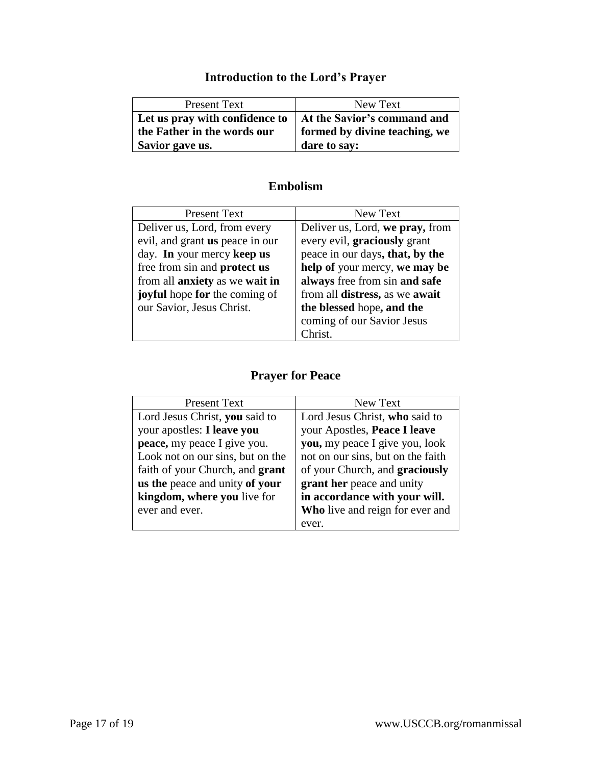## Introduction to the Lord's Prayer

| Present Text | New Text |
|---|---|
| **Let us pray with confidence to the Father in the words our Savior gave us.** | **At the Savior's command and formed by divine teaching, we dare to say:** |

## Embolism

| Present Text | New Text |
|---|---|
| Deliver us, Lord, from every evil, and grant **us** peace in our day. **In** your mercy **keep us** free from sin and **protect us** from all **anxiety** as we **wait in joyful** hope **for** the coming of our Savior, Jesus Christ. | Deliver us, Lord, **we pray,** from every evil, **graciously** grant peace in our days**, that, by the help of** your mercy, **we may be always** free from sin **and safe** from all **distress,** as we **await the blessed** hope**, and the** coming of our Savior Jesus Christ. |

## Prayer for Peace

| Present Text | New Text |
|---|---|
| Lord Jesus Christ, **you** said to your apostles: **I leave you peace,** my peace I give you. Look not on our sins, but on the faith of your Church, and **grant us the** peace and unity **of your kingdom, where you** live for ever and ever. | Lord Jesus Christ, **who** said to your Apostles, **Peace I leave you,** my peace I give you, look not on our sins, but on the faith of your Church, and **graciously grant her** peace and unity **in accordance with your will. Who** live and reign for ever and ever. |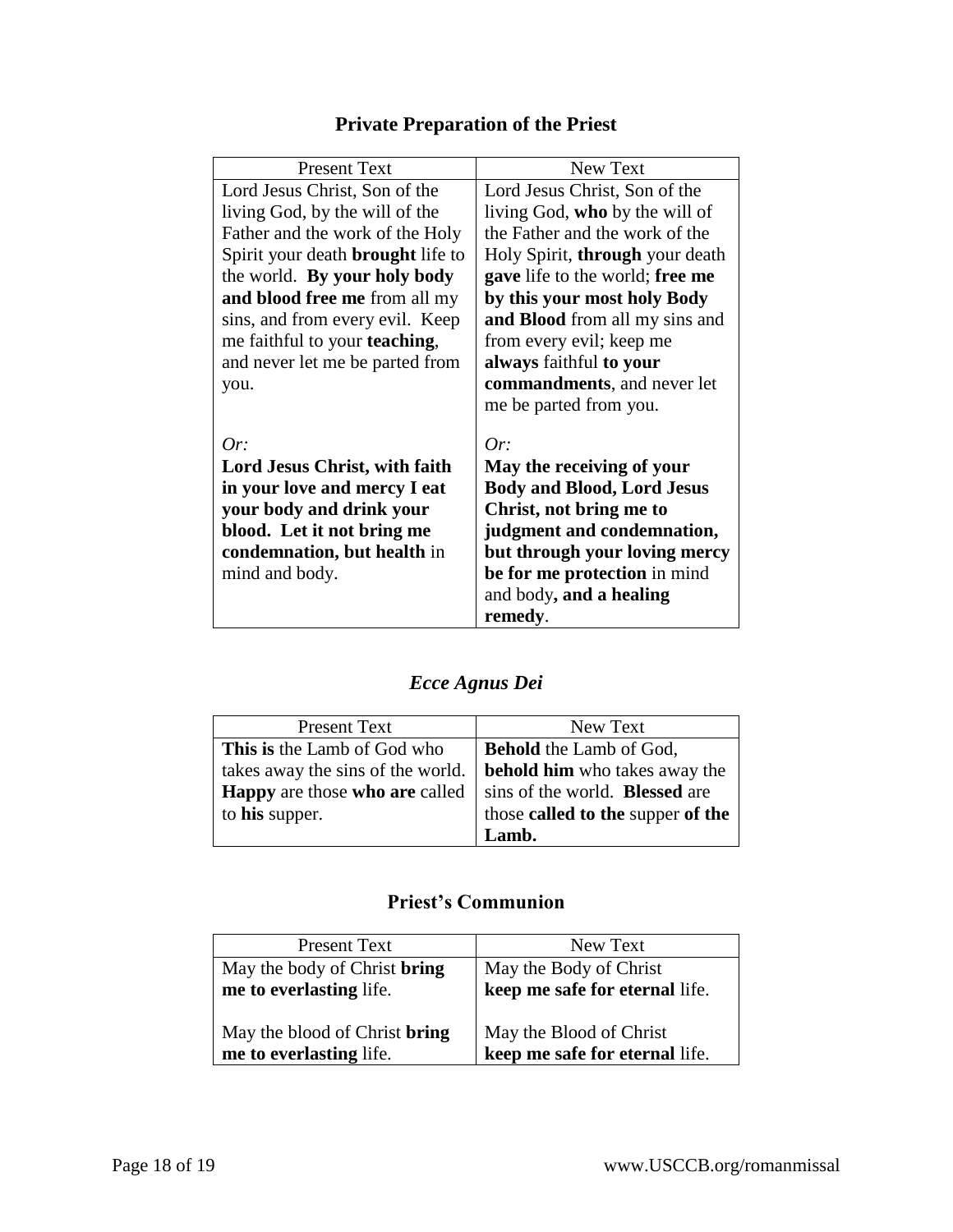## Private Preparation of the Priest

| Present Text | New Text |
|---|---|
| Lord Jesus Christ, Son of the living God, by the will of the Father and the work of the Holy Spirit your death **brought** life to the world. **By your holy body and blood free me** from all my sins, and from every evil. Keep me faithful to your **teaching**, and never let me be parted from you. | Lord Jesus Christ, Son of the living God, **who** by the will of the Father and the work of the Holy Spirit, **through** your death **gave** life to the world; **free me by this your most holy Body and Blood** from all my sins and from every evil; keep me **always** faithful **to your commandments**, and never let me be parted from you. |
| *Or:* **Lord Jesus Christ, with faith in your love and mercy I eat your body and drink your blood. Let it not bring me condemnation, but health** in mind and body. | *Or:* **May the receiving of your Body and Blood, Lord Jesus Christ, not bring me to judgment and condemnation, but through your loving mercy be for me protection** in mind and body**, and a healing remedy**. |

## *Ecce Agnus Dei*

| Present Text | New Text |
|---|---|
| **This is** the Lamb of God who takes away the sins of the world. **Happy** are those **who are** called to **his** supper. | **Behold** the Lamb of God, **behold him** who takes away the sins of the world. **Blessed** are those **called to the** supper **of the Lamb.** |

## Priest's Communion

| Present Text | New Text |
|---|---|
| May the body of Christ **bring me to everlasting** life. | May the Body of Christ **keep me safe for eternal** life. |
| May the blood of Christ **bring me to everlasting** life. | May the Blood of Christ **keep me safe for eternal** life. |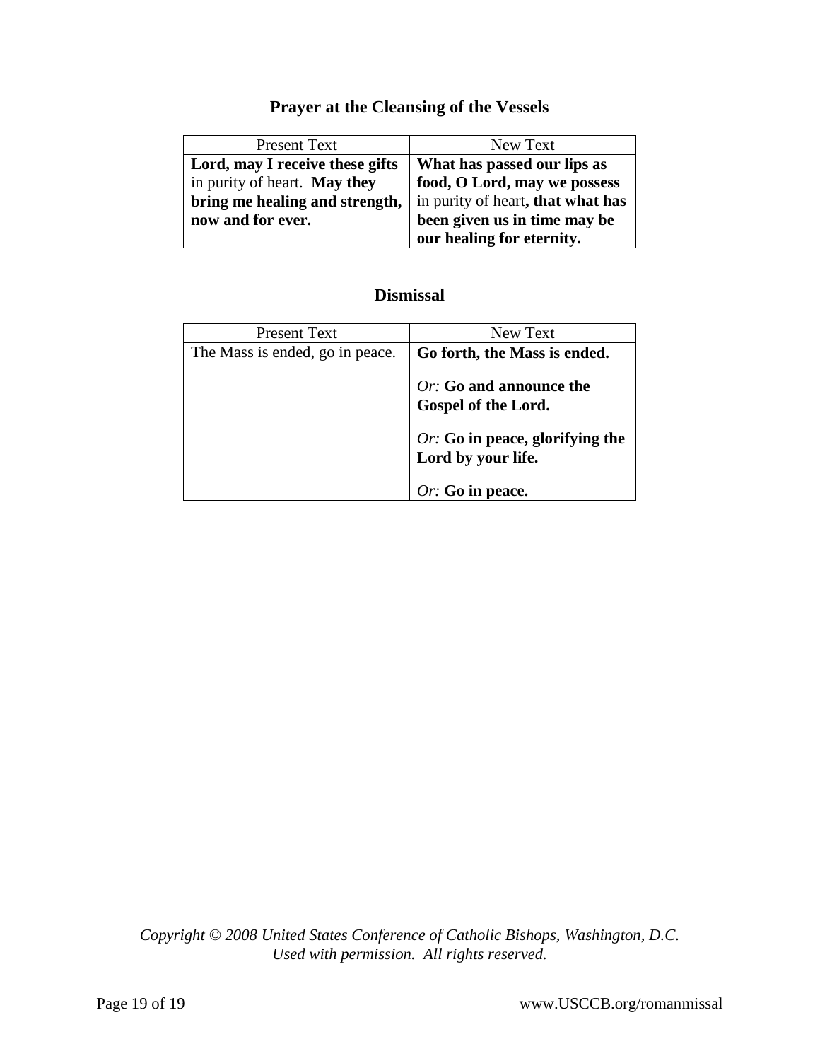## Prayer at the Cleansing of the Vessels

| Present Text | New Text |
|---|---|
| **Lord, may I receive these gifts** in purity of heart. **May they bring me healing and strength, now and for ever.** | **What has passed our lips as food, O Lord, may we possess** in purity of heart**, that what has been given us in time may be our healing for eternity.** |

## Dismissal

| Present Text | New Text |
|---|---|
| The Mass is ended, go in peace. | **Go forth, the Mass is ended.**<br><br>*Or:* **Go and announce the Gospel of the Lord.**<br><br>*Or:* **Go in peace, glorifying the Lord by your life.**<br><br>*Or:* **Go in peace.** |

*Copyright © 2008 United States Conference of Catholic Bishops, Washington, D.C. Used with permission. All rights reserved.*

www.USCCB.org/romanmissal